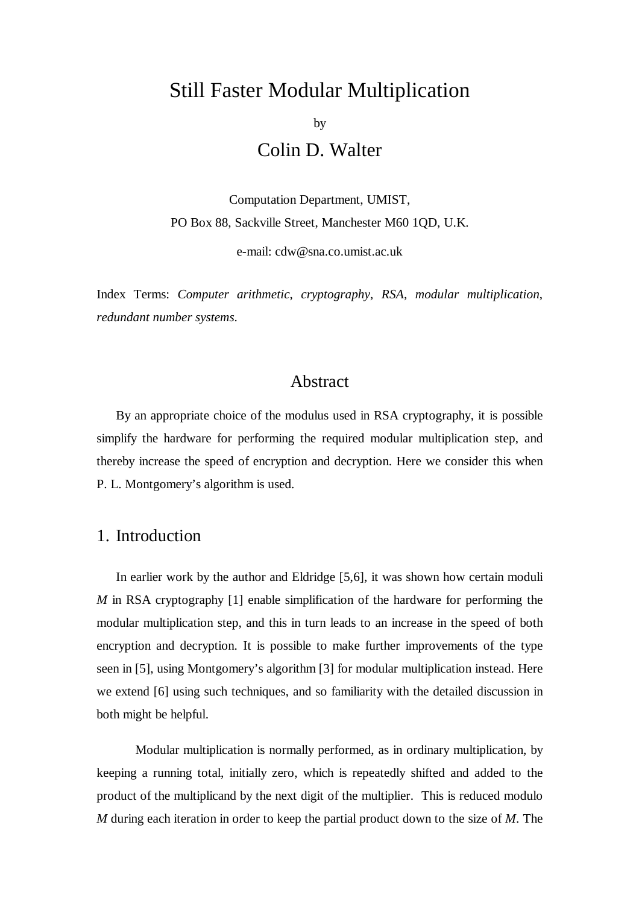# Still Faster Modular Multiplication

by

## Colin D. Walter

Computation Department, UMIST,

PO Box 88, Sackville Street, Manchester M60 1QD, U.K.

e-mail: cdw@sna.co.umist.ac.uk

Index Terms: *Computer arithmetic*, *cryptography*, *RSA*, *modular multiplication*, *redundant number systems*.

## Abstract

By an appropriate choice of the modulus used in RSA cryptography, it is possible simplify the hardware for performing the required modular multiplication step, and thereby increase the speed of encryption and decryption. Here we consider this when P. L. Montgomery's algorithm is used.

## 1. Introduction

In earlier work by the author and Eldridge [5,6], it was shown how certain moduli $M$ in RSA cryptography [1] enable simplification of the hardware for performing the modular multiplication step, and this in turn leads to an increase in the speed of both encryption and decryption. It is possible to make further improvements of the type seen in [5], using Montgomery's algorithm [3] for modular multiplication instead. Here we extend [6] using such techniques, and so familiarity with the detailed discussion in both might be helpful.

Modular multiplication is normally performed, as in ordinary multiplication, by keeping a running total, initially zero, which is repeatedly shifted and added to the product of the multiplicand by the next digit of the multiplier. This is reduced modulo $M$ during each iteration in order to keep the partial product down to the size of $M$. The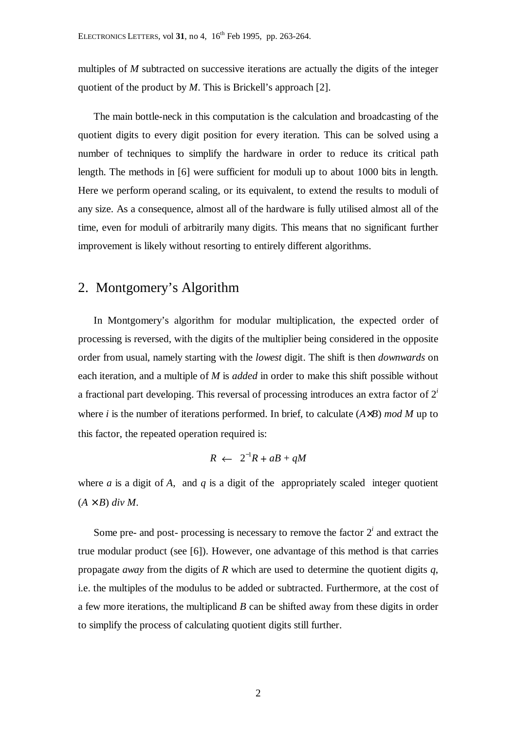multiples of $M$ subtracted on successive iterations are actually the digits of the integer quotient of the product by $M$. This is Brickell's approach [2].

The main bottle-neck in this computation is the calculation and broadcasting of the quotient digits to every digit position for every iteration. This can be solved using a number of techniques to simplify the hardware in order to reduce its critical path length. The methods in [6] were sufficient for moduli up to about 1000 bits in length. Here we perform operand scaling, or its equivalent, to extend the results to moduli of any size. As a consequence, almost all of the hardware is fully utilised almost all of the time, even for moduli of arbitrarily many digits. This means that no significant further improvement is likely without resorting to entirely different algorithms.

## 2. Montgomery's Algorithm

In Montgomery's algorithm for modular multiplication, the expected order of processing is reversed, with the digits of the multiplier being considered in the opposite order from usual, namely starting with the *lowest* digit. The shift is then *downwards* on each iteration, and a multiple of $M$ is *added* in order to make this shift possible without a fractional part developing. This reversal of processing introduces an extra factor of $2^i$ where $i$ is the number of iterations performed. In brief, to calculate $(A \times B)$ *mod* $M$ up to this factor, the repeated operation required is:

$$R \leftarrow 2^{-1}R + aB + qM$$

where $a$ is a digit of $A$, and $q$ is a digit of the appropriately scaled integer quotient $(A \times B)$ *div* $M$.

Some pre- and post- processing is necessary to remove the factor $2^i$ and extract the true modular product (see [6]). However, one advantage of this method is that carries propagate *away* from the digits of $R$ which are used to determine the quotient digits $q$, i.e. the multiples of the modulus to be added or subtracted. Furthermore, at the cost of a few more iterations, the multiplicand $B$ can be shifted away from these digits in order to simplify the process of calculating quotient digits still further.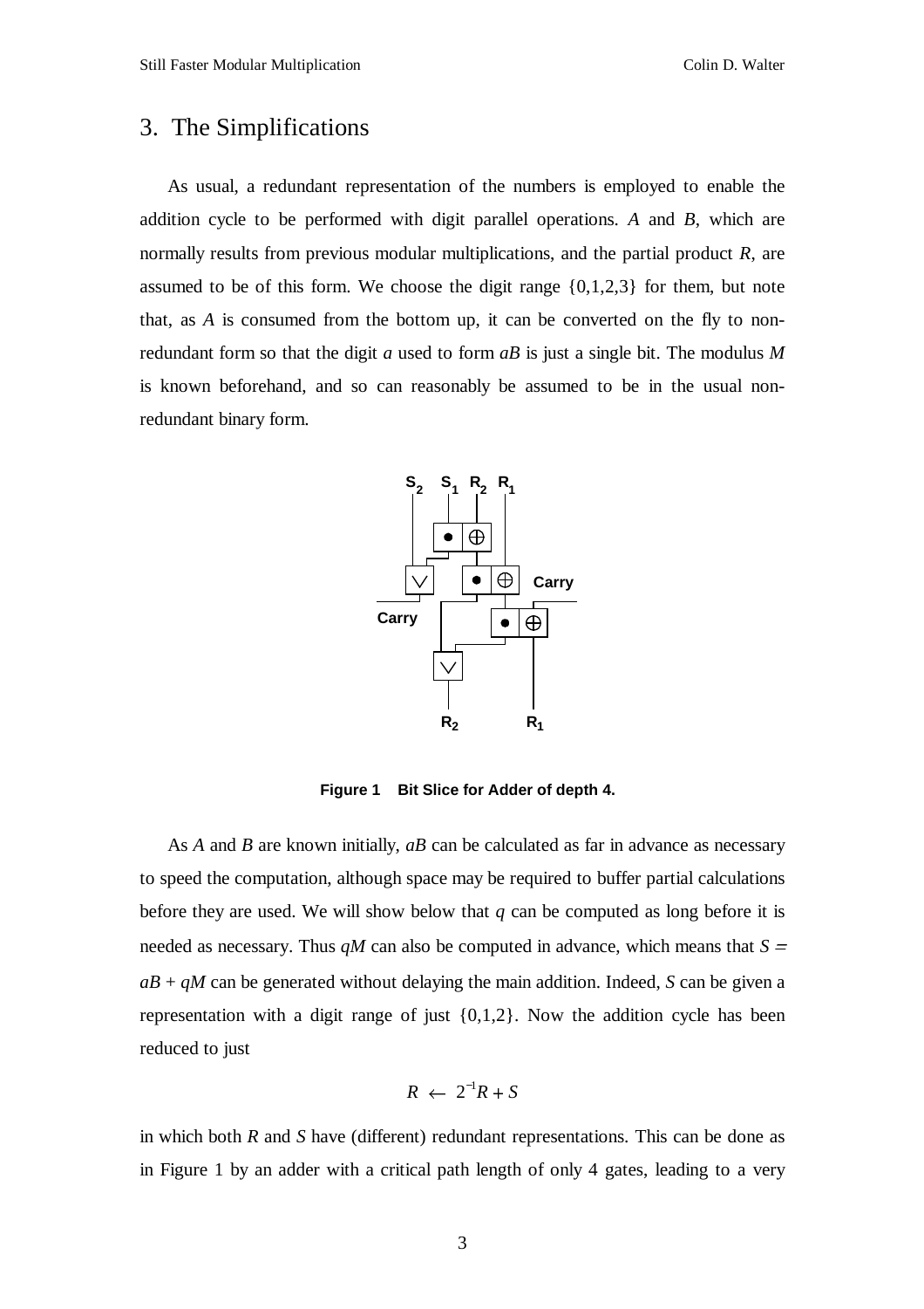## 3. The Simplifications

As usual, a redundant representation of the numbers is employed to enable the addition cycle to be performed with digit parallel operations. $A$ and $B$, which are normally results from previous modular multiplications, and the partial product $R$, are assumed to be of this form. We choose the digit range {0,1,2,3} for them, but note that, as $A$ is consumed from the bottom up, it can be converted on the fly to non-redundant form so that the digit $a$ used to form $aB$ is just a single bit. The modulus $M$ is known beforehand, and so can reasonably be assumed to be in the usual non-redundant binary form.

**Figure 1 Bit Slice for Adder of depth 4.**

As $A$ and $B$ are known initially, $aB$ can be calculated as far in advance as necessary to speed the computation, although space may be required to buffer partial calculations before they are used. We will show below that $q$ can be computed as long before it is needed as necessary. Thus $qM$ can also be computed in advance, which means that $S = aB + qM$ can be generated without delaying the main addition. Indeed, $S$ can be given a representation with a digit range of just {0,1,2}. Now the addition cycle has been reduced to just

$$R \leftarrow 2^{-1}R + S$$

in which both $R$ and $S$ have (different) redundant representations. This can be done as in Figure 1 by an adder with a critical path length of only 4 gates, leading to a very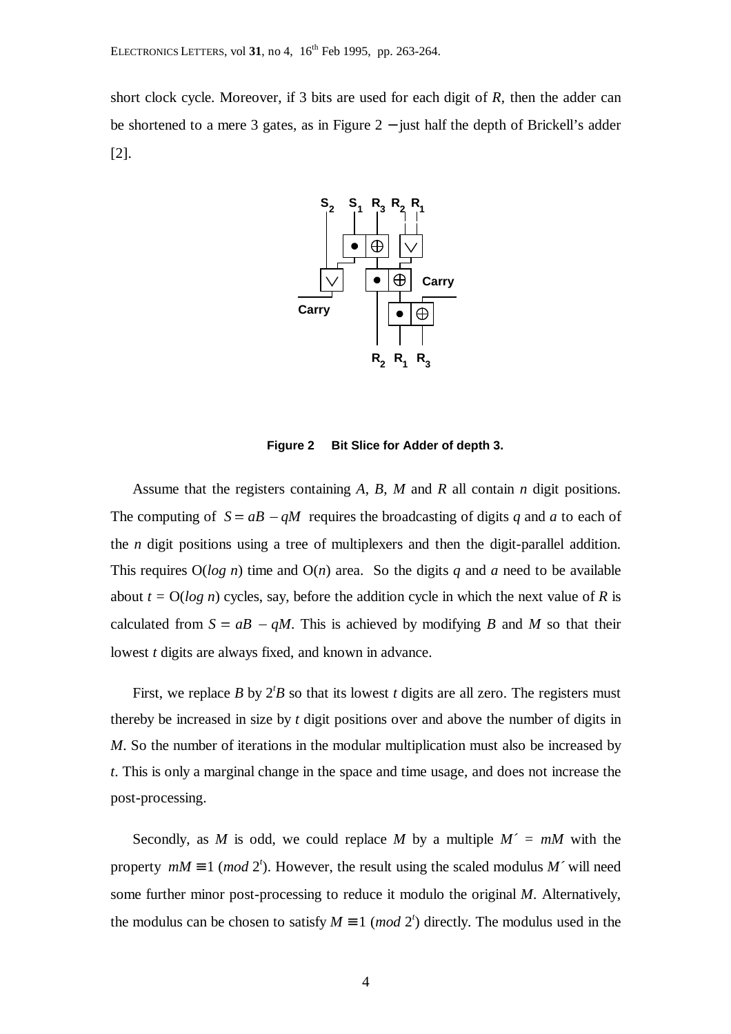short clock cycle. Moreover, if 3 bits are used for each digit of $R$, then the adder can be shortened to a mere 3 gates, as in Figure 2 − just half the depth of Brickell's adder [2].

**Figure 2 Bit Slice for Adder of depth 3.**

Assume that the registers containing $A$, $B$, $M$ and $R$ all contain $n$ digit positions. The computing of $S = aB - qM$ requires the broadcasting of digits $q$ and $a$ to each of the $n$ digit positions using a tree of multiplexers and then the digit-parallel addition. This requires $O(\log n)$ time and $O(n)$ area. So the digits $q$ and $a$ need to be available about $t = O(\log n)$ cycles, say, before the addition cycle in which the next value of $R$ is calculated from $S = aB - qM$. This is achieved by modifying $B$ and $M$ so that their lowest $t$ digits are always fixed, and known in advance.

First, we replace $B$ by $2^t B$ so that its lowest $t$ digits are all zero. The registers must thereby be increased in size by $t$ digit positions over and above the number of digits in $M$. So the number of iterations in the modular multiplication must also be increased by $t$. This is only a marginal change in the space and time usage, and does not increase the post-processing.

Secondly, as $M$ is odd, we could replace $M$ by a multiple $M' = mM$ with the property $mM \equiv 1 \ (mod\ 2^t)$. However, the result using the scaled modulus $M'$ will need some further minor post-processing to reduce it modulo the original $M$. Alternatively, the modulus can be chosen to satisfy $M \equiv 1 \ (mod\ 2^t)$ directly. The modulus used in the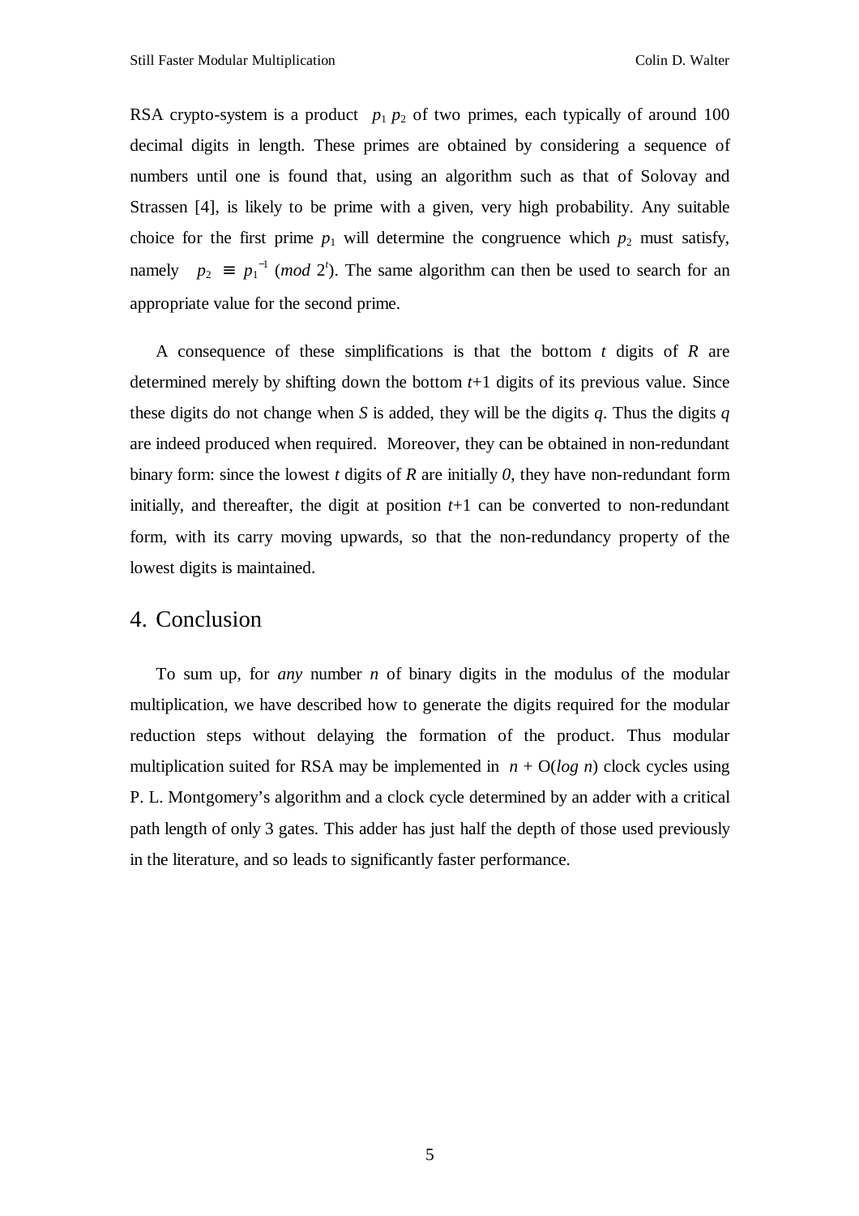RSA crypto-system is a product $p_1 p_2$ of two primes, each typically of around 100 decimal digits in length. These primes are obtained by considering a sequence of numbers until one is found that, using an algorithm such as that of Solovay and Strassen [4], is likely to be prime with a given, very high probability. Any suitable choice for the first prime $p_1$ will determine the congruence which $p_2$ must satisfy, namely $p_2 \equiv p_1^{-1}$ $(mod\ 2^t)$. The same algorithm can then be used to search for an appropriate value for the second prime.

A consequence of these simplifications is that the bottom $t$ digits of $R$ are determined merely by shifting down the bottom $t$+1 digits of its previous value. Since these digits do not change when $S$ is added, they will be the digits $q$. Thus the digits $q$ are indeed produced when required. Moreover, they can be obtained in non-redundant binary form: since the lowest $t$ digits of $R$ are initially $0$, they have non-redundant form initially, and thereafter, the digit at position $t$+1 can be converted to non-redundant form, with its carry moving upwards, so that the non-redundancy property of the lowest digits is maintained.

## 4. Conclusion

To sum up, for *any* number $n$ of binary digits in the modulus of the modular multiplication, we have described how to generate the digits required for the modular reduction steps without delaying the formation of the product. Thus modular multiplication suited for RSA may be implemented in $n + O(\log n)$ clock cycles using P. L. Montgomery's algorithm and a clock cycle determined by an adder with a critical path length of only 3 gates. This adder has just half the depth of those used previously in the literature, and so leads to significantly faster performance.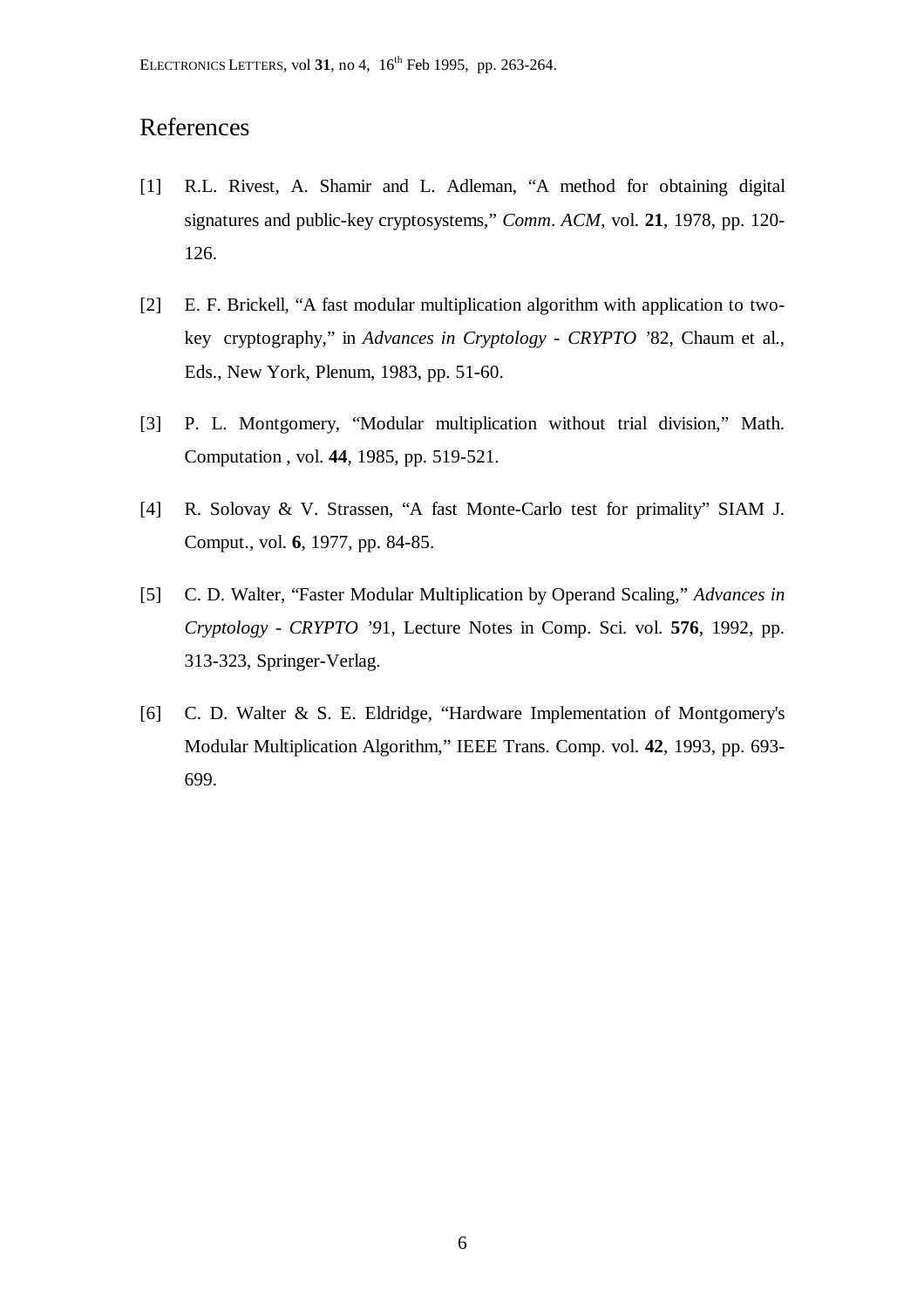# References

[1] R.L. Rivest, A. Shamir and L. Adleman, "A method for obtaining digital signatures and public-key cryptosystems," *Comm. ACM*, vol. **21**, 1978, pp. 120-126.

[2] E. F. Brickell, "A fast modular multiplication algorithm with application to two-key cryptography," in *Advances in Cryptology - CRYPTO* '82, Chaum et al., Eds., New York, Plenum, 1983, pp. 51-60.

[3] P. L. Montgomery, "Modular multiplication without trial division," Math. Computation , vol. **44**, 1985, pp. 519-521.

[4] R. Solovay & V. Strassen, "A fast Monte-Carlo test for primality" SIAM J. Comput., vol. **6**, 1977, pp. 84-85.

[5] C. D. Walter, "Faster Modular Multiplication by Operand Scaling," *Advances in Cryptology - CRYPTO '9*1, Lecture Notes in Comp. Sci. vol. **576**, 1992, pp. 313-323, Springer-Verlag.

[6] C. D. Walter & S. E. Eldridge, "Hardware Implementation of Montgomery's Modular Multiplication Algorithm," IEEE Trans. Comp. vol. **42**, 1993, pp. 693-699.